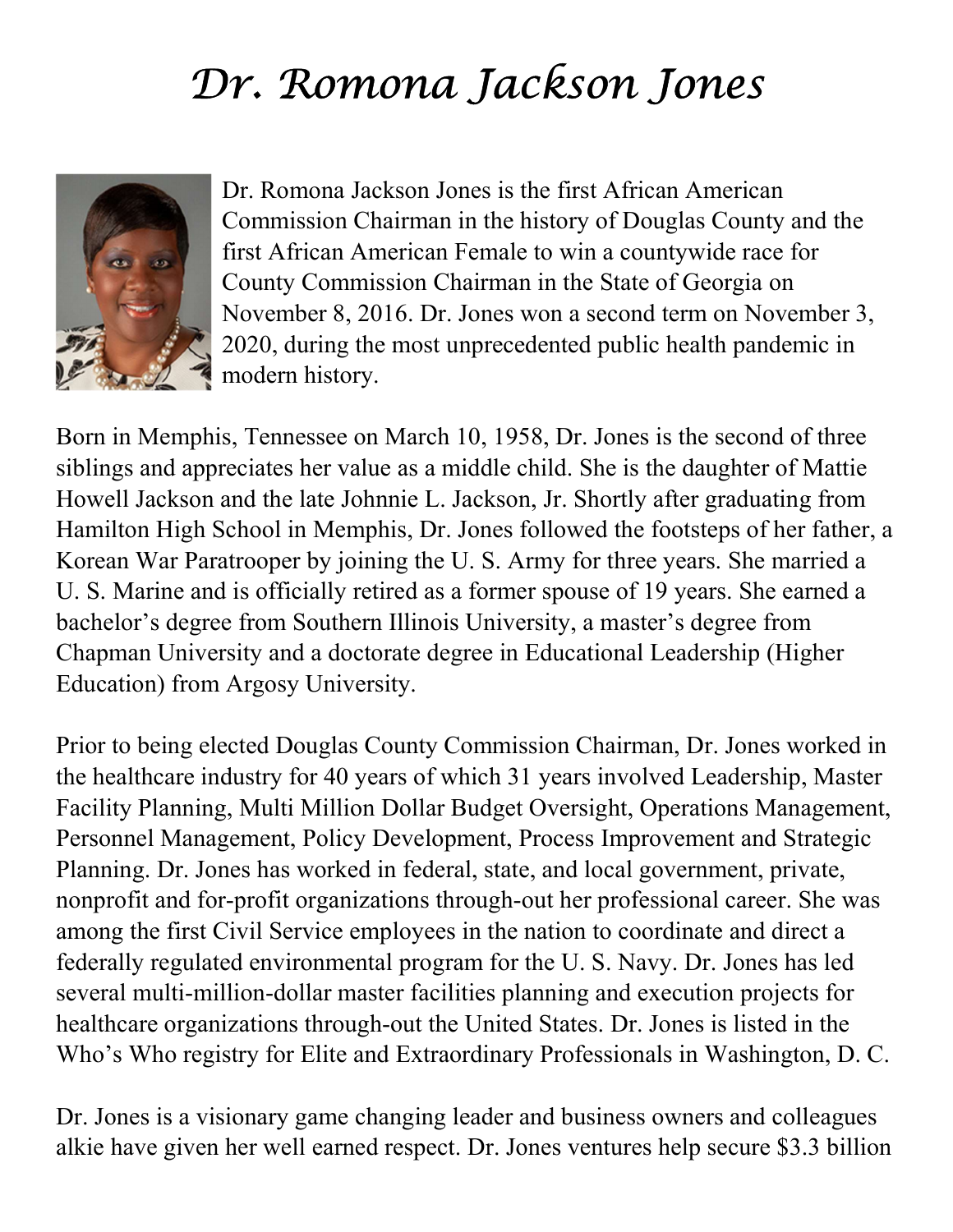# Dr. Romona Jackson Jones

Dr. Romona Jackson Jones is the first African American Commission Chairman in the history of Douglas County and the first African American Female to win a countywide race for County Commission Chairman in the State of Georgia on November 8, 2016. Dr. Jones won a second term on November 3, 2020, during the most unprecedented public health pandemic in modern history.

Born in Memphis, Tennessee on March 10, 1958, Dr. Jones is the second of three siblings and appreciates her value as a middle child. She is the daughter of Mattie Howell Jackson and the late Johnnie L. Jackson, Jr. Shortly after graduating from Hamilton High School in Memphis, Dr. Jones followed the footsteps of her father, a Korean War Paratrooper by joining the U. S. Army for three years. She married a U. S. Marine and is officially retired as a former spouse of 19 years. She earned a bachelor's degree from Southern Illinois University, a master's degree from Chapman University and a doctorate degree in Educational Leadership (Higher Education) from Argosy University.

Prior to being elected Douglas County Commission Chairman, Dr. Jones worked in the healthcare industry for 40 years of which 31 years involved Leadership, Master Facility Planning, Multi Million Dollar Budget Oversight, Operations Management, Personnel Management, Policy Development, Process Improvement and Strategic Planning. Dr. Jones has worked in federal, state, and local government, private, nonprofit and for-profit organizations through-out her professional career. She was among the first Civil Service employees in the nation to coordinate and direct a federally regulated environmental program for the U. S. Navy. Dr. Jones has led several multi-million-dollar master facilities planning and execution projects for healthcare organizations through-out the United States. Dr. Jones is listed in the Who's Who registry for Elite and Extraordinary Professionals in Washington, D. C.

Dr. Jones is a visionary game changing leader and business owners and colleagues alkie have given her well earned respect. Dr. Jones ventures help secure $3.3 billion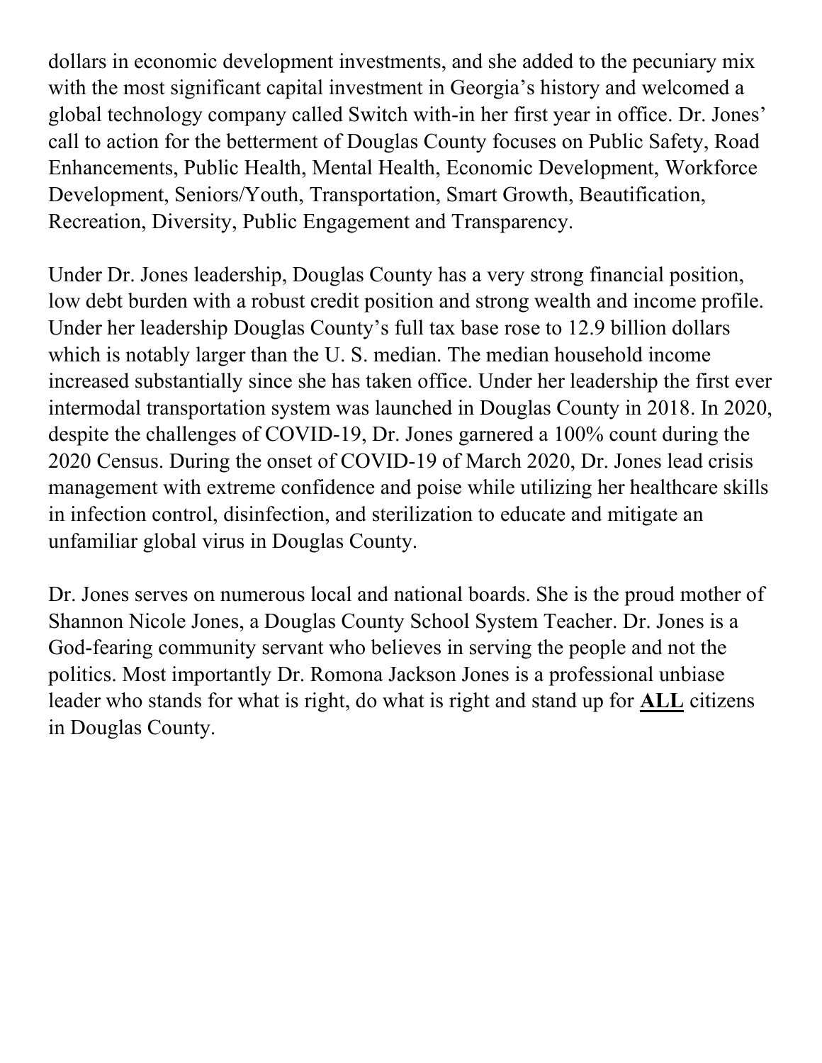dollars in economic development investments, and she added to the pecuniary mix with the most significant capital investment in Georgia's history and welcomed a global technology company called Switch with-in her first year in office. Dr. Jones' call to action for the betterment of Douglas County focuses on Public Safety, Road Enhancements, Public Health, Mental Health, Economic Development, Workforce Development, Seniors/Youth, Transportation, Smart Growth, Beautification, Recreation, Diversity, Public Engagement and Transparency.

Under Dr. Jones leadership, Douglas County has a very strong financial position, low debt burden with a robust credit position and strong wealth and income profile. Under her leadership Douglas County's full tax base rose to 12.9 billion dollars which is notably larger than the U. S. median. The median household income increased substantially since she has taken office. Under her leadership the first ever intermodal transportation system was launched in Douglas County in 2018. In 2020, despite the challenges of COVID-19, Dr. Jones garnered a 100% count during the 2020 Census. During the onset of COVID-19 of March 2020, Dr. Jones lead crisis management with extreme confidence and poise while utilizing her healthcare skills in infection control, disinfection, and sterilization to educate and mitigate an unfamiliar global virus in Douglas County.

Dr. Jones serves on numerous local and national boards. She is the proud mother of Shannon Nicole Jones, a Douglas County School System Teacher. Dr. Jones is a God-fearing community servant who believes in serving the people and not the politics. Most importantly Dr. Romona Jackson Jones is a professional unbiase leader who stands for what is right, do what is right and stand up for <u>**ALL**</u> citizens in Douglas County.